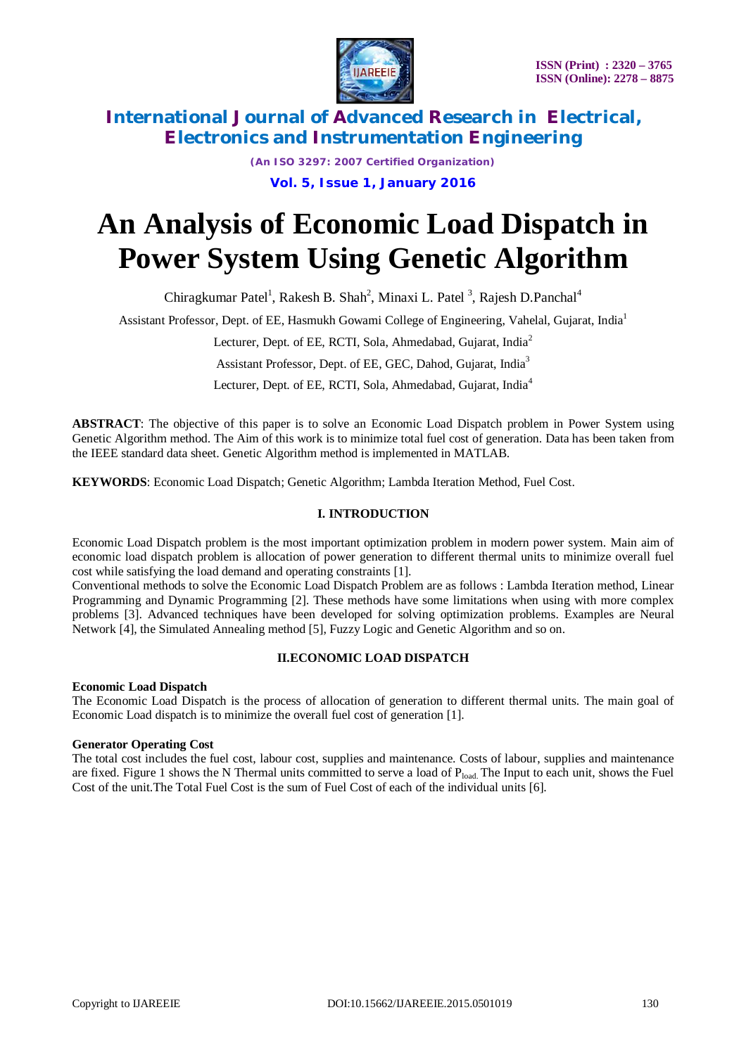# An Analysis of Economic Load Dispatch in Power System Using Genetic Algorithm

Chiragkumar Patel[1], Rakesh B. Shah[2], Minaxi L. Patel [3], Rajesh D.Panchal[4]

Assistant Professor, Dept. of EE, Hasmukh Gowami College of Engineering, Vahelal, Gujarat, India[1]

Lecturer, Dept. of EE, RCTI, Sola, Ahmedabad, Gujarat, India[2]

Assistant Professor, Dept. of EE, GEC, Dahod, Gujarat, India[3]

Lecturer, Dept. of EE, RCTI, Sola, Ahmedabad, Gujarat, India[4]

**ABSTRACT**: The objective of this paper is to solve an Economic Load Dispatch problem in Power System using Genetic Algorithm method. The Aim of this work is to minimize total fuel cost of generation. Data has been taken from the IEEE standard data sheet. Genetic Algorithm method is implemented in MATLAB.

**KEYWORDS**: Economic Load Dispatch; Genetic Algorithm; Lambda Iteration Method, Fuel Cost.

## I. INTRODUCTION

Economic Load Dispatch problem is the most important optimization problem in modern power system. Main aim of economic load dispatch problem is allocation of power generation to different thermal units to minimize overall fuel cost while satisfying the load demand and operating constraints [1].

Conventional methods to solve the Economic Load Dispatch Problem are as follows : Lambda Iteration method, Linear Programming and Dynamic Programming [2]. These methods have some limitations when using with more complex problems [3]. Advanced techniques have been developed for solving optimization problems. Examples are Neural Network [4], the Simulated Annealing method [5], Fuzzy Logic and Genetic Algorithm and so on.

## II.ECONOMIC LOAD DISPATCH

**Economic Load Dispatch**

The Economic Load Dispatch is the process of allocation of generation to different thermal units. The main goal of Economic Load dispatch is to minimize the overall fuel cost of generation [1].

**Generator Operating Cost**

The total cost includes the fuel cost, labour cost, supplies and maintenance. Costs of labour, supplies and maintenance are fixed. Figure 1 shows the N Thermal units committed to serve a load of $P_{load.}$ The Input to each unit, shows the Fuel Cost of the unit.The Total Fuel Cost is the sum of Fuel Cost of each of the individual units [6].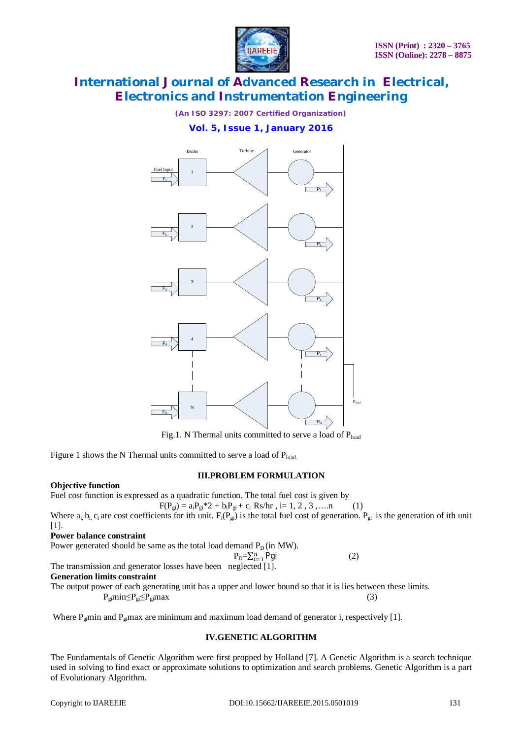Fig.1. N Thermal units committed to serve a load of $P_{load}$

Figure 1 shows the N Thermal units committed to serve a load of $P_{load.}$

## III.PROBLEM FORMULATION

**Objective function**

Fuel cost function is expressed as a quadratic function. The total fuel cost is given by

$$F(P_{gi}) = a_i P_{gi}*2 + b_i P_{gi} + c_i \text{ Rs/hr , i= 1, 2 , 3 ,….n} \qquad (1)$$

Where $a_{i,}$ $b_{i,}$ $c_i$ are cost coefficients for ith unit. $F_i(P_{gi})$ is the total fuel cost of generation. $P_{gi}$ is the generation of ith unit [1].

**Power balance constraint**

Power generated should be same as the total load demand $P_D$ (in MW).

$$P_D = \sum_{i=1}^{n} Pgi \qquad (2)$$

The transmission and generator losses have been neglected [1].

**Generation limits constraint**

The output power of each generating unit has a upper and lower bound so that it is lies between these limits.

$$P_{gi}min \leq P_{gi} \leq P_{gi}max \qquad (3)$$

Where $P_{gi}$min and $P_{gi}$max are minimum and maximum load demand of generator i, respectively [1].

## IV.GENETIC ALGORITHM

The Fundamentals of Genetic Algorithm were first propped by Holland [7]. A Genetic Algorithm is a search technique used in solving to find exact or approximate solutions to optimization and search problems. Genetic Algorithm is a part of Evolutionary Algorithm.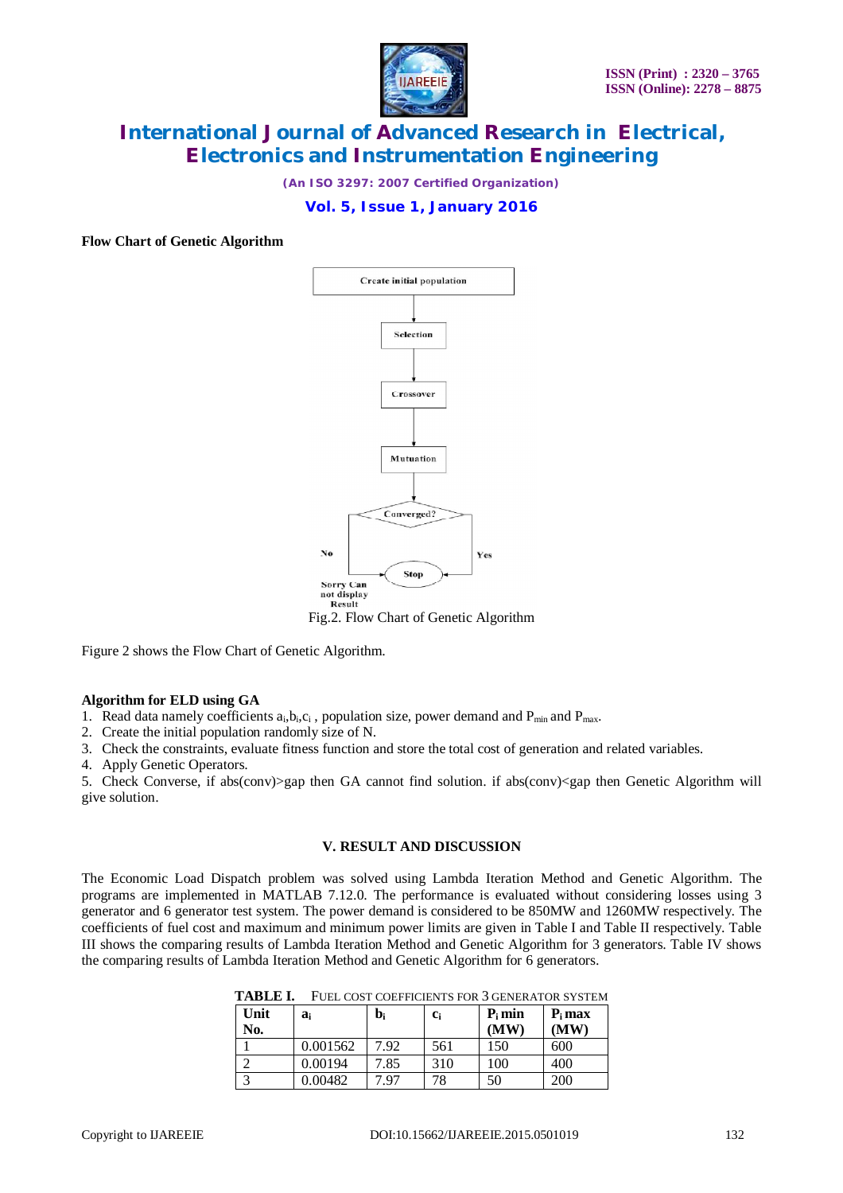**Flow Chart of Genetic Algorithm**

Fig.2. Flow Chart of Genetic Algorithm

Figure 2 shows the Flow Chart of Genetic Algorithm.

**Algorithm for ELD using GA**

1. Read data namely coefficients $a_i$,$b_i$,$c_i$ , population size, power demand and $P_{min}$ and $P_{max}$.
2. Create the initial population randomly size of N.
3. Check the constraints, evaluate fitness function and store the total cost of generation and related variables.
4. Apply Genetic Operators.
5. Check Converse, if abs(conv)>gap then GA cannot find solution. if abs(conv)<gap then Genetic Algorithm will give solution.

## V. RESULT AND DISCUSSION

The Economic Load Dispatch problem was solved using Lambda Iteration Method and Genetic Algorithm. The programs are implemented in MATLAB 7.12.0. The performance is evaluated without considering losses using 3 generator and 6 generator test system. The power demand is considered to be 850MW and 1260MW respectively. The coefficients of fuel cost and maximum and minimum power limits are given in Table I and Table II respectively. Table III shows the comparing results of Lambda Iteration Method and Genetic Algorithm for 3 generators. Table IV shows the comparing results of Lambda Iteration Method and Genetic Algorithm for 6 generators.

**TABLE I.** FUEL COST COEFFICIENTS FOR 3 GENERATOR SYSTEM

| Unit No. | $a_i$ | $b_i$ | $c_i$ | $P_i$ min (MW) | $P_i$ max (MW) |
|---|---|---|---|---|---|
| 1 | 0.001562 | 7.92 | 561 | 150 | 600 |
| 2 | 0.00194 | 7.85 | 310 | 100 | 400 |
| 3 | 0.00482 | 7.97 | 78 | 50 | 200 |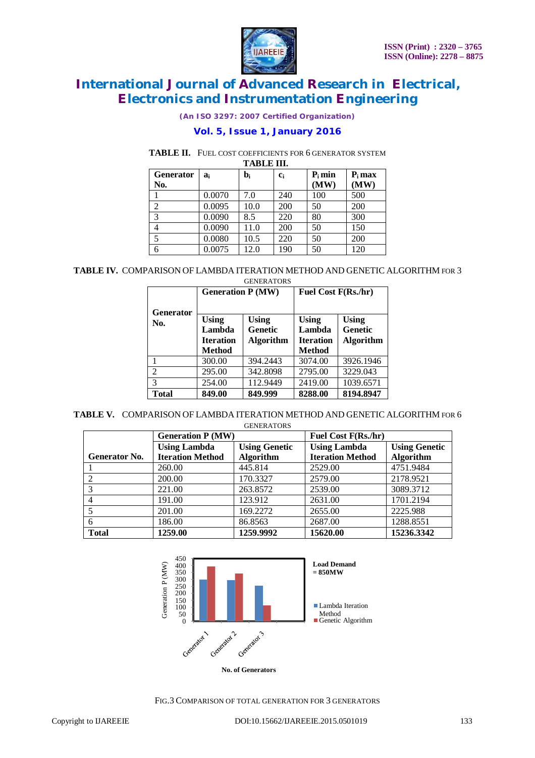**TABLE II.** FUEL COST COEFFICIENTS FOR 6 GENERATOR SYSTEM

**TABLE III.**

| Generator No. | $a_i$ | $b_i$ | $c_i$ | $P_i$ min (MW) | $P_i$ max (MW) |
|---|---|---|---|---|---|
| 1 | 0.0070 | 7.0 | 240 | 100 | 500 |
| 2 | 0.0095 | 10.0 | 200 | 50 | 200 |
| 3 | 0.0090 | 8.5 | 220 | 80 | 300 |
| 4 | 0.0090 | 11.0 | 200 | 50 | 150 |
| 5 | 0.0080 | 10.5 | 220 | 50 | 200 |
| 6 | 0.0075 | 12.0 | 190 | 50 | 120 |

**TABLE IV.** COMPARISON OF LAMBDA ITERATION METHOD AND GENETIC ALGORITHM FOR 3 GENERATORS

| Generator No. | Generation P (MW) | | Fuel Cost F(Rs./hr) | |
|---|---|---|---|---|
| | **Using Lambda Iteration Method** | **Using Genetic Algorithm** | **Using Lambda Iteration Method** | **Using Genetic Algorithm** |
| 1 | 300.00 | 394.2443 | 3074.00 | 3926.1946 |
| 2 | 295.00 | 342.8098 | 2795.00 | 3229.043 |
| 3 | 254.00 | 112.9449 | 2419.00 | 1039.6571 |
| **Total** | **849.00** | **849.999** | **8288.00** | **8194.8947** |

**TABLE V.** COMPARISON OF LAMBDA ITERATION METHOD AND GENETIC ALGORITHM FOR 6 GENERATORS

| Generator No. | Generation P (MW) | | Fuel Cost F(Rs./hr) | |
|---|---|---|---|---|
| | **Using Lambda Iteration Method** | **Using Genetic Algorithm** | **Using Lambda Iteration Method** | **Using Genetic Algorithm** |
| 1 | 260.00 | 445.814 | 2529.00 | 4751.9484 |
| 2 | 200.00 | 170.3327 | 2579.00 | 2178.9521 |
| 3 | 221.00 | 263.8572 | 2539.00 | 3089.3712 |
| 4 | 191.00 | 123.912 | 2631.00 | 1701.2194 |
| 5 | 201.00 | 169.2272 | 2655.00 | 2225.988 |
| 6 | 186.00 | 86.8563 | 2687.00 | 1288.8551 |
| **Total** | **1259.00** | **1259.9992** | **15620.00** | **15236.3342** |

FIG.3 COMPARISON OF TOTAL GENERATION FOR 3 GENERATORS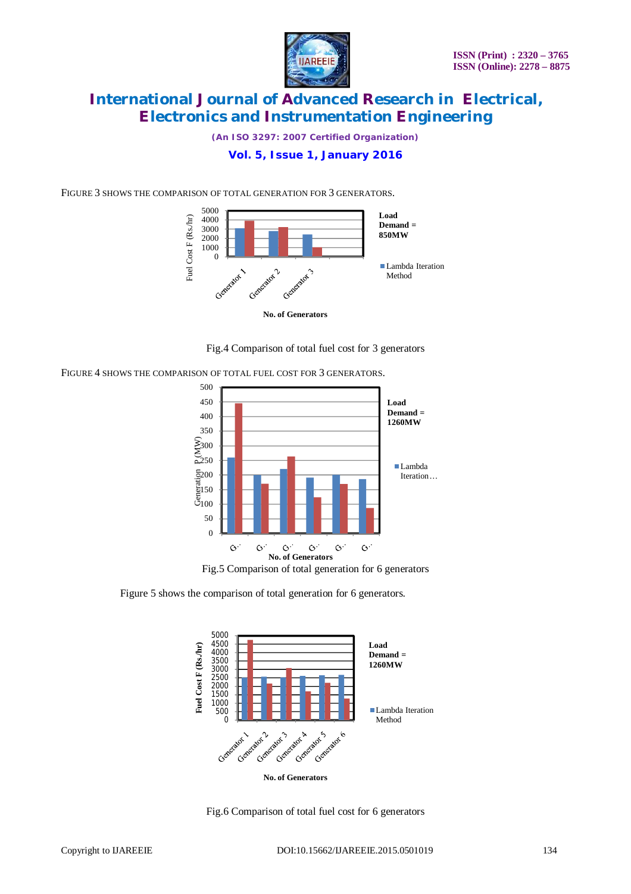FIGURE 3 SHOWS THE COMPARISON OF TOTAL GENERATION FOR 3 GENERATORS.

Fig.4 Comparison of total fuel cost for 3 generators

FIGURE 4 SHOWS THE COMPARISON OF TOTAL FUEL COST FOR 3 GENERATORS.

Fig.5 Comparison of total generation for 6 generators

Figure 5 shows the comparison of total generation for 6 generators.

Fig.6 Comparison of total fuel cost for 6 generators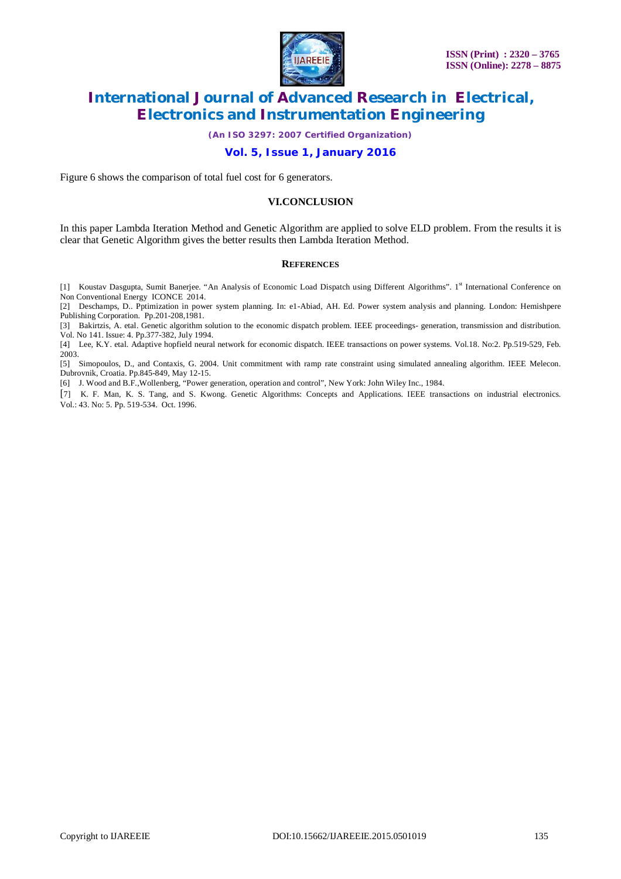Figure 6 shows the comparison of total fuel cost for 6 generators.

## VI.CONCLUSION

In this paper Lambda Iteration Method and Genetic Algorithm are applied to solve ELD problem. From the results it is clear that Genetic Algorithm gives the better results then Lambda Iteration Method.

## REFERENCES

[1] Koustav Dasgupta, Sumit Banerjee. "An Analysis of Economic Load Dispatch using Different Algorithms". 1st International Conference on Non Conventional Energy ICONCE 2014.

[2] Deschamps, D.. Pptimization in power system planning. In: e1-Abiad, AH. Ed. Power system analysis and planning. London: Hemishpere Publishing Corporation. Pp.201-208,1981.

[3] Bakirtzis, A. etal. Genetic algorithm solution to the economic dispatch problem. IEEE proceedings- generation, transmission and distribution. Vol. No 141. Issue: 4. Pp.377-382, July 1994.

[4] Lee, K.Y. etal. Adaptive hopfield neural network for economic dispatch. IEEE transactions on power systems. Vol.18. No:2. Pp.519-529, Feb. 2003.

[5] Simopoulos, D., and Contaxis, G. 2004. Unit commitment with ramp rate constraint using simulated annealing algorithm. IEEE Melecon. Dubrovnik, Croatia. Pp.845-849, May 12-15.

[6] J. Wood and B.F.,Wollenberg, "Power generation, operation and control", New York: John Wiley Inc., 1984.

[7] K. F. Man, K. S. Tang, and S. Kwong. Genetic Algorithms: Concepts and Applications. IEEE transactions on industrial electronics. Vol.: 43. No: 5. Pp. 519-534. Oct. 1996.